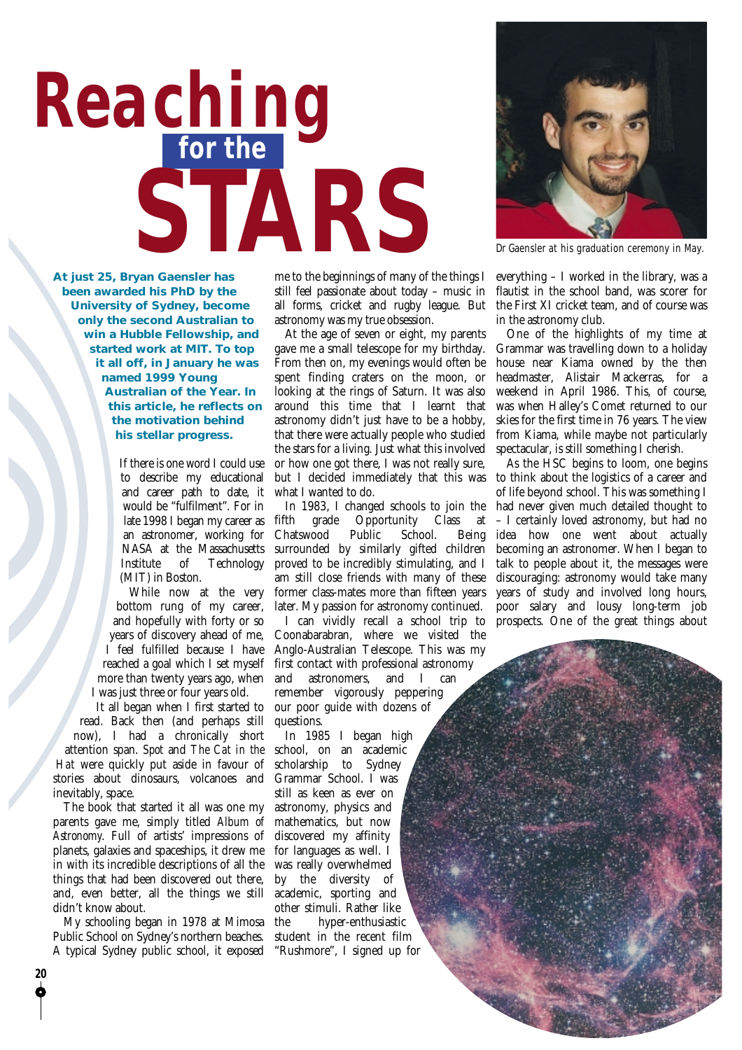# Reaching for the STARS

Dr Gaensler at his graduation ceremony in May.

**At just 25, Bryan Gaensler has been awarded his PhD by the University of Sydney, become only the second Australian to win a Hubble Fellowship, and started work at MIT. To top it all off, in January he was named 1999 Young Australian of the Year. In this article, he reflects on the motivation behind his stellar progress.**

If there is one word I could use to describe my educational and career path to date, it would be "fulfilment". For in late 1998 I began my career as an astronomer, working for NASA at the Massachusetts Institute of Technology (MIT) in Boston.

While now at the very bottom rung of my career, and hopefully with forty or so years of discovery ahead of me, I feel fulfilled because I have reached a goal which I set myself more than twenty years ago, when I was just three or four years old.

It all began when I first started to read. Back then (and perhaps still now), I had a chronically short attention span. *Spot* and *The Cat in the Hat* were quickly put aside in favour of stories about dinosaurs, volcanoes and inevitably, space.

The book that started it all was one my parents gave me, simply titled *Album of Astronomy*. Full of artists' impressions of planets, galaxies and spaceships, it drew me in with its incredible descriptions of all the things that had been discovered out there, and, even better, all the things we still didn't know about.

My schooling began in 1978 at Mimosa Public School on Sydney's northern beaches. A typical Sydney public school, it exposed me to the beginnings of many of the things I still feel passionate about today – music in all forms, cricket and rugby league. But astronomy was my true obsession.

At the age of seven or eight, my parents gave me a small telescope for my birthday. From then on, my evenings would often be spent finding craters on the moon, or looking at the rings of Saturn. It was also around this time that I learnt that astronomy didn't just have to be a hobby, that there were actually people who studied the stars for a living. Just what this involved or how one got there, I was not really sure, but I decided immediately that this was what I wanted to do.

In 1983, I changed schools to join the fifth grade Opportunity Class at Chatswood Public School. Being surrounded by similarly gifted children proved to be incredibly stimulating, and I am still close friends with many of these former class-mates more than fifteen years later. My passion for astronomy continued.

I can vividly recall a school trip to Coonabarabran, where we visited the Anglo-Australian Telescope. This was my first contact with professional astronomy and astronomers, and I can remember vigorously peppering our poor guide with dozens of questions.

In 1985 I began high school, on an academic scholarship to Sydney Grammar School. I was still as keen as ever on astronomy, physics and mathematics, but now discovered my affinity for languages as well. I was really overwhelmed by the diversity of academic, sporting and other stimuli. Rather like the hyper-enthusiastic student in the recent film "Rushmore", I signed up for everything – I worked in the library, was a flautist in the school band, was scorer for the First XI cricket team, and of course was in the astronomy club.

One of the highlights of my time at Grammar was travelling down to a holiday house near Kiama owned by the then headmaster, Alistair Mackerras, for a weekend in April 1986. This, of course, was when Halley's Comet returned to our skies for the first time in 76 years. The view from Kiama, while maybe not particularly spectacular, is still something I cherish.

As the HSC begins to loom, one begins to think about the logistics of a career and of life beyond school. This was something I had never given much detailed thought to – I certainly loved astronomy, but had no idea how one went about actually becoming an astronomer. When I began to talk to people about it, the messages were discouraging: astronomy would take many years of study and involved long hours, poor salary and lousy long-term job prospects. One of the great things about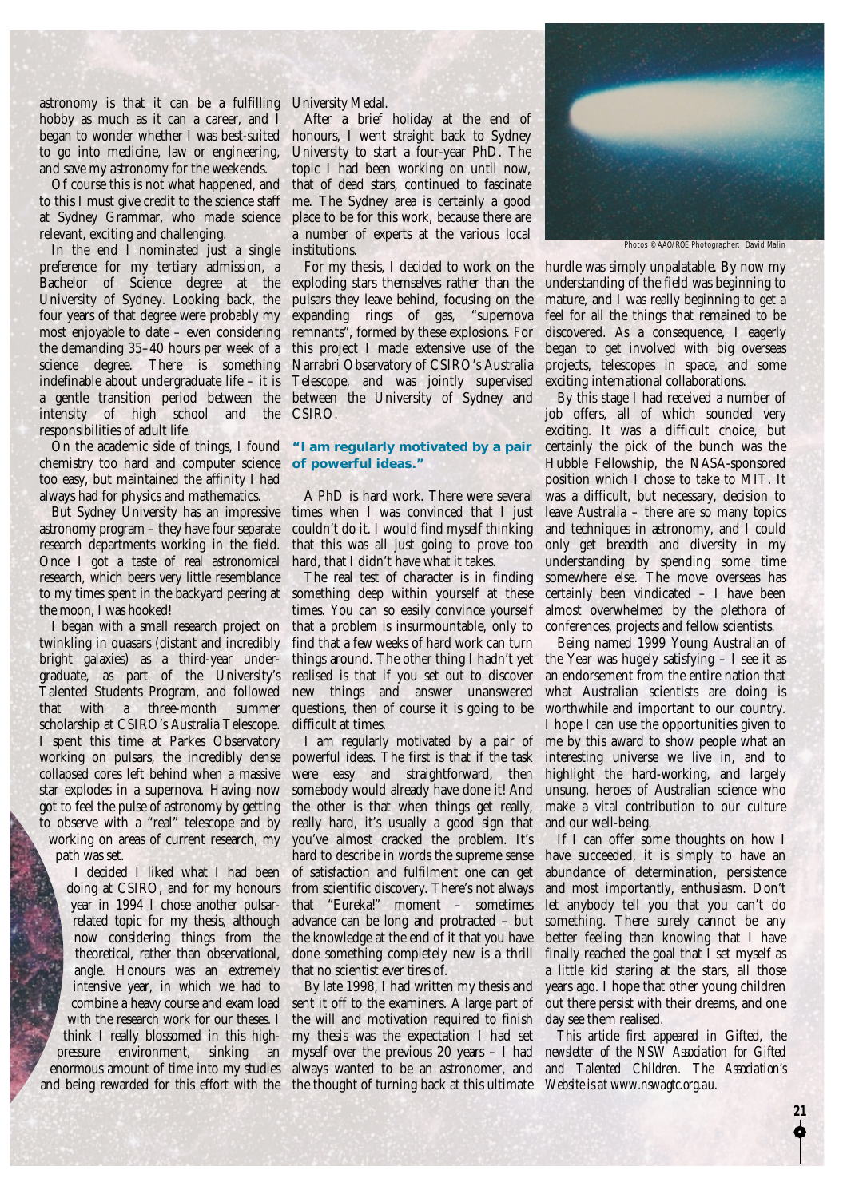astronomy is that it can be a fulfilling hobby as much as it can a career, and I began to wonder whether I was best-suited to go into medicine, law or engineering, and save my astronomy for the weekends.

Of course this is not what happened, and to this I must give credit to the science staff at Sydney Grammar, who made science relevant, exciting and challenging.

In the end I nominated just a single preference for my tertiary admission, a Bachelor of Science degree at the University of Sydney. Looking back, the four years of that degree were probably my most enjoyable to date – even considering the demanding 35–40 hours per week of a science degree. There is something indefinable about undergraduate life – it is a gentle transition period between the intensity of high school and the responsibilities of adult life.

On the academic side of things, I found chemistry too hard and computer science too easy, but maintained the affinity I had always had for physics and mathematics.

But Sydney University has an impressive astronomy program – they have four separate research departments working in the field. Once I got a taste of real astronomical research, which bears very little resemblance to my times spent in the backyard peering at the moon, I was hooked!

I began with a small research project on twinkling in quasars (distant and incredibly bright galaxies) as a third-year undergraduate, as part of the University's Talented Students Program, and followed that with a three-month summer scholarship at CSIRO's Australia Telescope. I spent this time at Parkes Observatory working on pulsars, the incredibly dense collapsed cores left behind when a massive star explodes in a supernova. Having now got to feel the pulse of astronomy by getting to observe with a "real" telescope and by working on areas of current research, my path was set.

I decided I liked what I had been doing at CSIRO, and for my honours year in 1994 I chose another pulsar-related topic for my thesis, although now considering things from the theoretical, rather than observational, angle. Honours was an extremely intensive year, in which we had to combine a heavy course and exam load with the research work for our theses. I think I really blossomed in this high-pressure environment, sinking an enormous amount of time into my studies and being rewarded for this effort with the University Medal.

After a brief holiday at the end of honours, I went straight back to Sydney University to start a four-year PhD. The topic I had been working on until now, that of dead stars, continued to fascinate me. The Sydney area is certainly a good place to be for this work, because there are a number of experts at the various local institutions.

For my thesis, I decided to work on the exploding stars themselves rather than the pulsars they leave behind, focusing on the expanding rings of gas, "supernova remnants", formed by these explosions. For this project I made extensive use of the Narrabri Observatory of CSIRO's Australia Telescope, and was jointly supervised between the University of Sydney and CSIRO.

**"I am regularly motivated by a pair of powerful ideas."**

A PhD is hard work. There were several times when I was convinced that I just couldn't do it. I would find myself thinking that this was all just going to prove too hard, that I didn't have what it takes.

The real test of character is in finding something deep within yourself at these times. You can so easily convince yourself that a problem is insurmountable, only to find that a few weeks of hard work can turn things around. The other thing I hadn't yet realised is that if you set out to discover new things and answer unanswered questions, then of course it is going to be difficult at times.

I am regularly motivated by a pair of powerful ideas. The first is that if the task were easy and straightforward, then somebody would already have done it! And the other is that when things get really, really hard, it's usually a good sign that you've almost cracked the problem. It's hard to describe in words the supreme sense of satisfaction and fulfilment one can get from scientific discovery. There's not always that "Eureka!" moment – sometimes advance can be long and protracted – but the knowledge at the end of it that you have done something completely new is a thrill that no scientist ever tires of.

By late 1998, I had written my thesis and sent it off to the examiners. A large part of the will and motivation required to finish my thesis was the expectation I had set myself over the previous 20 years – I had always wanted to be an astronomer, and the thought of turning back at this ultimate hurdle was simply unpalatable. By now my understanding of the field was beginning to mature, and I was really beginning to get a feel for all the things that remained to be discovered. As a consequence, I eagerly began to get involved with big overseas projects, telescopes in space, and some exciting international collaborations.

Photos © AAO/ROE Photographer: David Malin

By this stage I had received a number of job offers, all of which sounded very exciting. It was a difficult choice, but certainly the pick of the bunch was the Hubble Fellowship, the NASA-sponsored position which I chose to take to MIT. It was a difficult, but necessary, decision to leave Australia – there are so many topics and techniques in astronomy, and I could only get breadth and diversity in my understanding by spending some time somewhere else. The move overseas has certainly been vindicated – I have been almost overwhelmed by the plethora of conferences, projects and fellow scientists.

Being named 1999 Young Australian of the Year was hugely satisfying – I see it as an endorsement from the entire nation that what Australian scientists are doing is worthwhile and important to our country. I hope I can use the opportunities given to me by this award to show people what an interesting universe we live in, and to highlight the hard-working, and largely unsung, heroes of Australian science who make a vital contribution to our culture and our well-being.

If I can offer some thoughts on how I have succeeded, it is simply to have an abundance of determination, persistence and most importantly, enthusiasm. Don't let anybody tell you that you can't do something. There surely cannot be any better feeling than knowing that I have finally reached the goal that I set myself as a little kid staring at the stars, all those years ago. I hope that other young children out there persist with their dreams, and one day see them realised.

*This article first appeared in Gifted, the newsletter of the NSW Association for Gifted and Talented Children. The Association's Website is at www.nswagtc.org.au.*